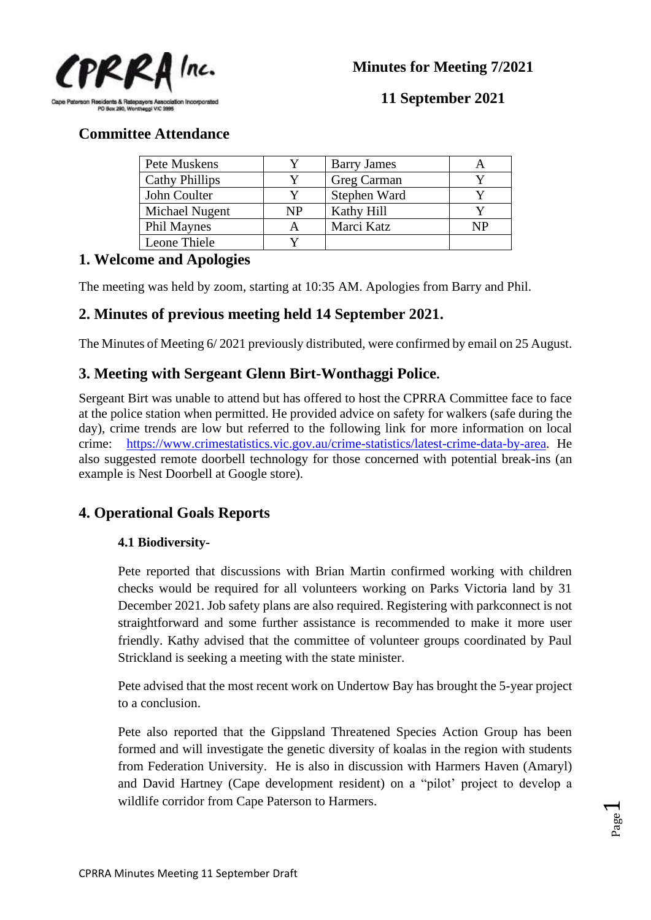CPRRA Inc.

Cape Paterson Residents & Ratepayers Association Incorporated
PO Box 290, Wonthaggi VIC 3995

**Minutes for Meeting 7/2021**

**11 September 2021**

## Committee Attendance

| | | | |
|---|---|---|---|
| Pete Muskens | Y | Barry James | A |
| Cathy Phillips | Y | Greg Carman | Y |
| John Coulter | Y | Stephen Ward | Y |
| Michael Nugent | NP | Kathy Hill | Y |
| Phil Maynes | A | Marci Katz | NP |
| Leone Thiele | Y | | |

## 1. Welcome and Apologies

The meeting was held by zoom, starting at 10:35 AM. Apologies from Barry and Phil.

## 2. Minutes of previous meeting held 14 September 2021.

The Minutes of Meeting 6/ 2021 previously distributed, were confirmed by email on 25 August.

## 3. Meeting with Sergeant Glenn Birt-Wonthaggi Police.

Sergeant Birt was unable to attend but has offered to host the CPRRA Committee face to face at the police station when permitted. He provided advice on safety for walkers (safe during the day), crime trends are low but referred to the following link for more information on local crime: https://www.crimestatistics.vic.gov.au/crime-statistics/latest-crime-data-by-area. He also suggested remote doorbell technology for those concerned with potential break-ins (an example is Nest Doorbell at Google store).

## 4. Operational Goals Reports

### 4.1 Biodiversity-

Pete reported that discussions with Brian Martin confirmed working with children checks would be required for all volunteers working on Parks Victoria land by 31 December 2021. Job safety plans are also required. Registering with parkconnect is not straightforward and some further assistance is recommended to make it more user friendly. Kathy advised that the committee of volunteer groups coordinated by Paul Strickland is seeking a meeting with the state minister.

Pete advised that the most recent work on Undertow Bay has brought the 5-year project to a conclusion.

Pete also reported that the Gippsland Threatened Species Action Group has been formed and will investigate the genetic diversity of koalas in the region with students from Federation University. He is also in discussion with Harmers Haven (Amaryl) and David Hartney (Cape development resident) on a "pilot' project to develop a wildlife corridor from Cape Paterson to Harmers.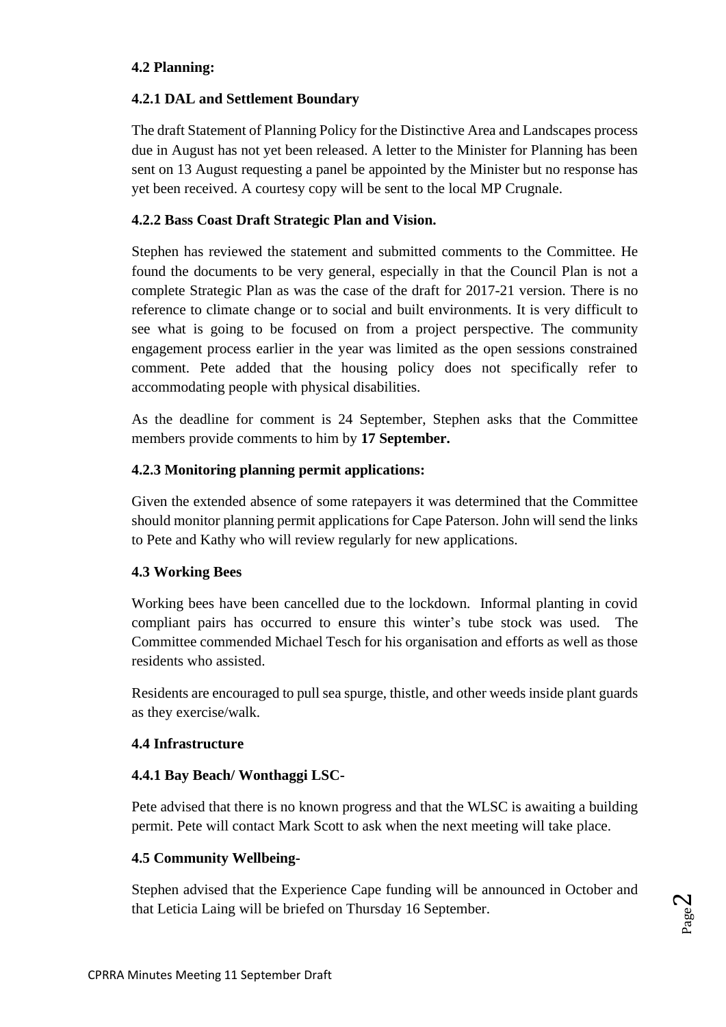**4.2 Planning:**

**4.2.1 DAL and Settlement Boundary**

The draft Statement of Planning Policy for the Distinctive Area and Landscapes process due in August has not yet been released. A letter to the Minister for Planning has been sent on 13 August requesting a panel be appointed by the Minister but no response has yet been received. A courtesy copy will be sent to the local MP Crugnale.

**4.2.2 Bass Coast Draft Strategic Plan and Vision.**

Stephen has reviewed the statement and submitted comments to the Committee. He found the documents to be very general, especially in that the Council Plan is not a complete Strategic Plan as was the case of the draft for 2017-21 version. There is no reference to climate change or to social and built environments. It is very difficult to see what is going to be focused on from a project perspective. The community engagement process earlier in the year was limited as the open sessions constrained comment. Pete added that the housing policy does not specifically refer to accommodating people with physical disabilities.

As the deadline for comment is 24 September, Stephen asks that the Committee members provide comments to him by **17 September.**

**4.2.3 Monitoring planning permit applications:**

Given the extended absence of some ratepayers it was determined that the Committee should monitor planning permit applications for Cape Paterson. John will send the links to Pete and Kathy who will review regularly for new applications.

**4.3 Working Bees**

Working bees have been cancelled due to the lockdown. Informal planting in covid compliant pairs has occurred to ensure this winter's tube stock was used. The Committee commended Michael Tesch for his organisation and efforts as well as those residents who assisted.

Residents are encouraged to pull sea spurge, thistle, and other weeds inside plant guards as they exercise/walk.

**4.4 Infrastructure**

**4.4.1 Bay Beach/ Wonthaggi LSC-**

Pete advised that there is no known progress and that the WLSC is awaiting a building permit. Pete will contact Mark Scott to ask when the next meeting will take place.

**4.5 Community Wellbeing-**

Stephen advised that the Experience Cape funding will be announced in October and that Leticia Laing will be briefed on Thursday 16 September.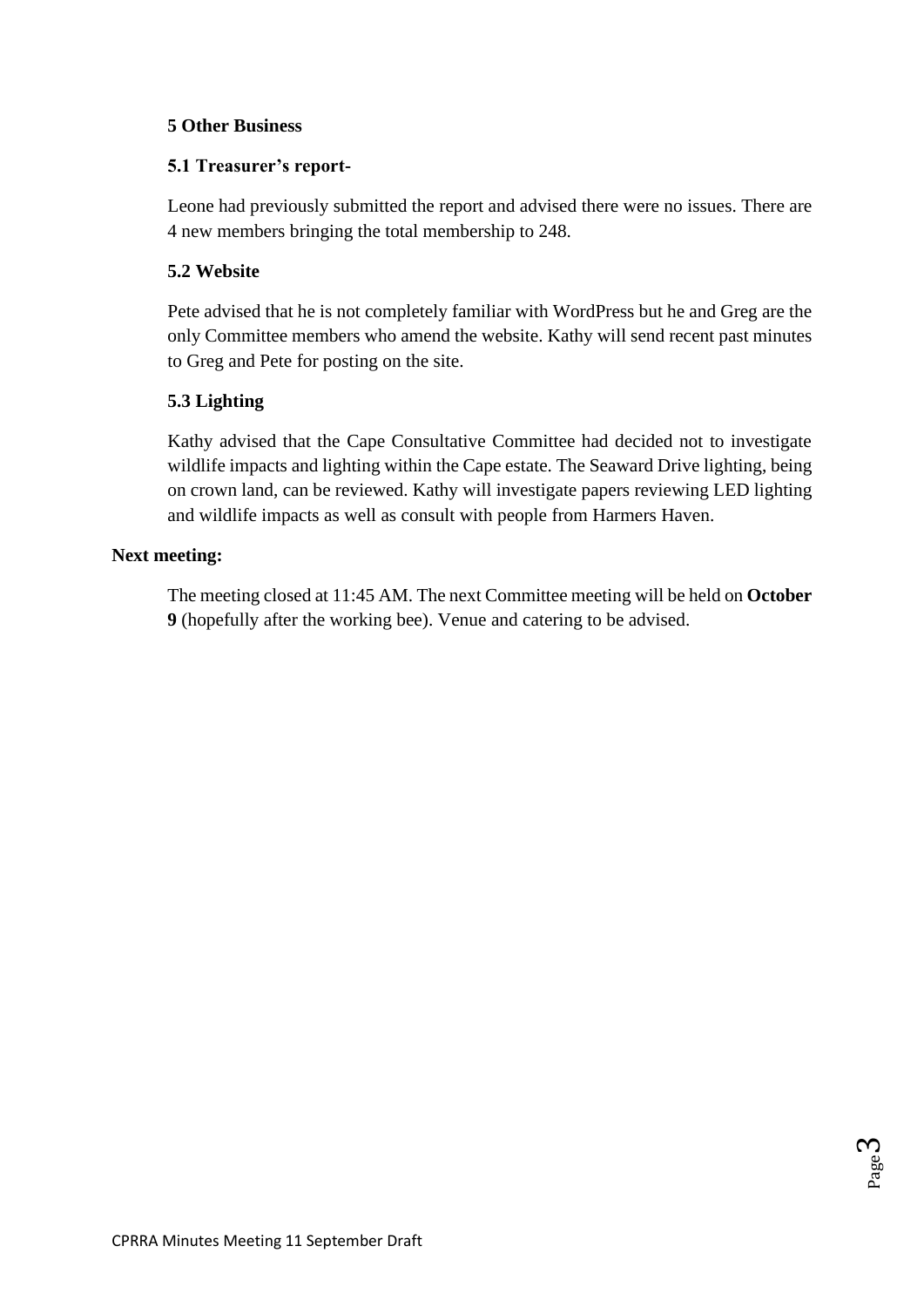## 5 Other Business

### 5.1 Treasurer's report-

Leone had previously submitted the report and advised there were no issues. There are 4 new members bringing the total membership to 248.

### 5.2 Website

Pete advised that he is not completely familiar with WordPress but he and Greg are the only Committee members who amend the website. Kathy will send recent past minutes to Greg and Pete for posting on the site.

### 5.3 Lighting

Kathy advised that the Cape Consultative Committee had decided not to investigate wildlife impacts and lighting within the Cape estate. The Seaward Drive lighting, being on crown land, can be reviewed. Kathy will investigate papers reviewing LED lighting and wildlife impacts as well as consult with people from Harmers Haven.

## Next meeting:

The meeting closed at 11:45 AM. The next Committee meeting will be held on **October 9** (hopefully after the working bee). Venue and catering to be advised.